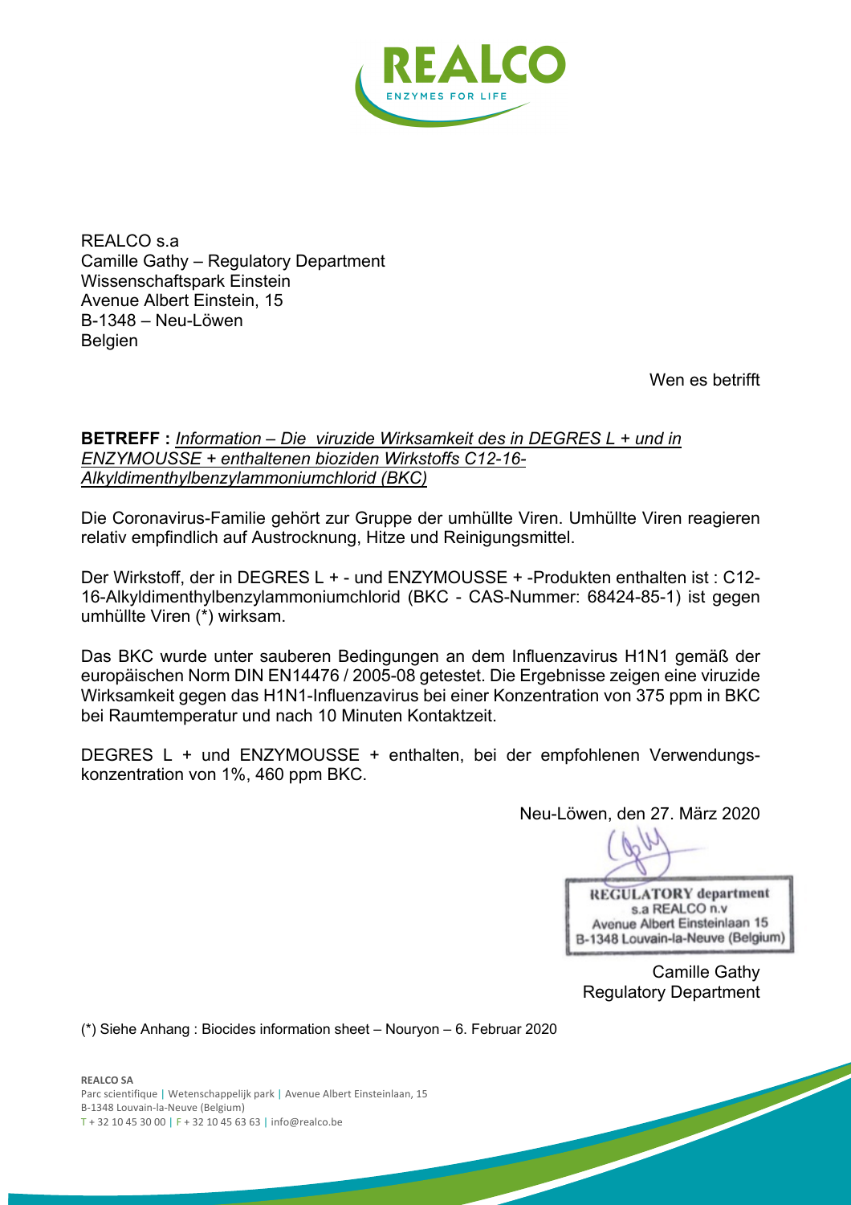REALCO

ENZYMES FOR LIFE

REALCO s.a  
Camille Gathy – Regulatory Department  
Wissenschaftspark Einstein  
Avenue Albert Einstein, 15  
B-1348 – Neu-Löwen  
Belgien

Wen es betrifft

**BETREFF :** *<u>Information – Die viruzide Wirksamkeit des in DEGRES L + und in ENZYMOUSSE + enthaltenen bioziden Wirkstoffs C12-16-Alkyldimenthylbenzylammoniumchlorid (BKC)</u>*

Die Coronavirus-Familie gehört zur Gruppe der umhüllte Viren. Umhüllte Viren reagieren relativ empfindlich auf Austrocknung, Hitze und Reinigungsmittel.

Der Wirkstoff, der in DEGRES L + - und ENZYMOUSSE + -Produkten enthalten ist : C12-16-Alkyldimenthylbenzylammoniumchlorid (BKC - CAS-Nummer: 68424-85-1) ist gegen umhüllte Viren (*) wirksam.

Das BKC wurde unter sauberen Bedingungen an dem Influenzavirus H1N1 gemäß der europäischen Norm DIN EN14476 / 2005-08 getestet. Die Ergebnisse zeigen eine viruzide Wirksamkeit gegen das H1N1-Influenzavirus bei einer Konzentration von 375 ppm in BKC bei Raumtemperatur und nach 10 Minuten Kontaktzeit.

DEGRES L + und ENZYMOUSSE + enthalten, bei der empfohlenen Verwendungskonzentration von 1%, 460 ppm BKC.

Neu-Löwen, den 27. März 2020

REGULATORY department  
s.a REALCO n.v  
Avenue Albert Einsteinlaan 15  
B-1348 Louvain-la-Neuve (Belgium)

Camille Gathy  
Regulatory Department

(*) Siehe Anhang : Biocides information sheet – Nouryon – 6. Februar 2020

**REALCO SA**  
Parc scientifique | Wetenschappelijk park | Avenue Albert Einsteinlaan, 15  
B-1348 Louvain-la-Neuve (Belgium)  
T + 32 10 45 30 00 | F + 32 10 45 63 63 | info@realco.be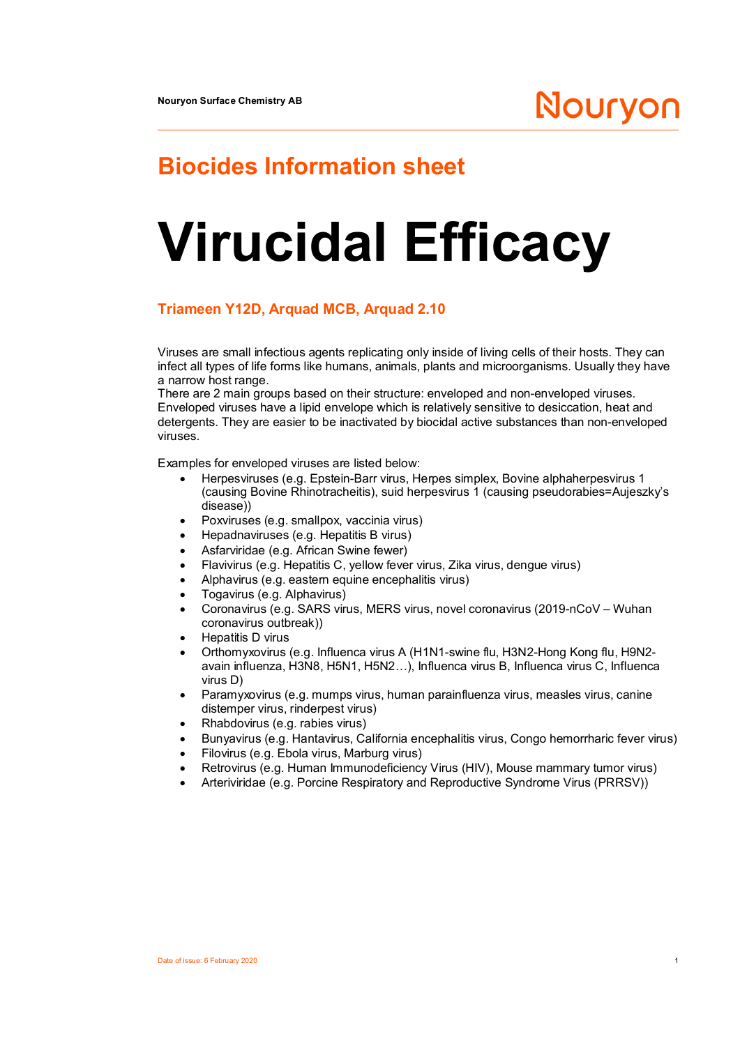Nouryon Surface Chemistry AB

# Biocides Information sheet

# Virucidal Efficacy

## Triameen Y12D, Arquad MCB, Arquad 2.10

Viruses are small infectious agents replicating only inside of living cells of their hosts. They can infect all types of life forms like humans, animals, plants and microorganisms. Usually they have a narrow host range.
There are 2 main groups based on their structure: enveloped and non-enveloped viruses. Enveloped viruses have a lipid envelope which is relatively sensitive to desiccation, heat and detergents. They are easier to be inactivated by biocidal active substances than non-enveloped viruses.

Examples for enveloped viruses are listed below:

- Herpesviruses (e.g. Epstein-Barr virus, Herpes simplex, Bovine alphaherpesvirus 1 (causing Bovine Rhinotracheitis), suid herpesvirus 1 (causing pseudorabies=Aujeszky's disease))
- Poxviruses (e.g. smallpox, vaccinia virus)
- Hepadnaviruses (e.g. Hepatitis B virus)
- Asfarviridae (e.g. African Swine fewer)
- Flavivirus (e.g. Hepatitis C, yellow fever virus, Zika virus, dengue virus)
- Alphavirus (e.g. eastern equine encephalitis virus)
- Togavirus (e.g. Alphavirus)
- Coronavirus (e.g. SARS virus, MERS virus, novel coronavirus (2019-nCoV – Wuhan coronavirus outbreak))
- Hepatitis D virus
- Orthomyxovirus (e.g. Influenca virus A (H1N1-swine flu, H3N2-Hong Kong flu, H9N2-avain influenza, H3N8, H5N1, H5N2…), Influenca virus B, Influenca virus C, Influenca virus D)
- Paramyxovirus (e.g. mumps virus, human parainfluenza virus, measles virus, canine distemper virus, rinderpest virus)
- Rhabdovirus (e.g. rabies virus)
- Bunyavirus (e.g. Hantavirus, California encephalitis virus, Congo hemorrharic fever virus)
- Filovirus (e.g. Ebola virus, Marburg virus)
- Retrovirus (e.g. Human Immunodeficiency Virus (HIV), Mouse mammary tumor virus)
- Arteriviridae (e.g. Porcine Respiratory and Reproductive Syndrome Virus (PRRSV))

Date of issue: 6 February 2020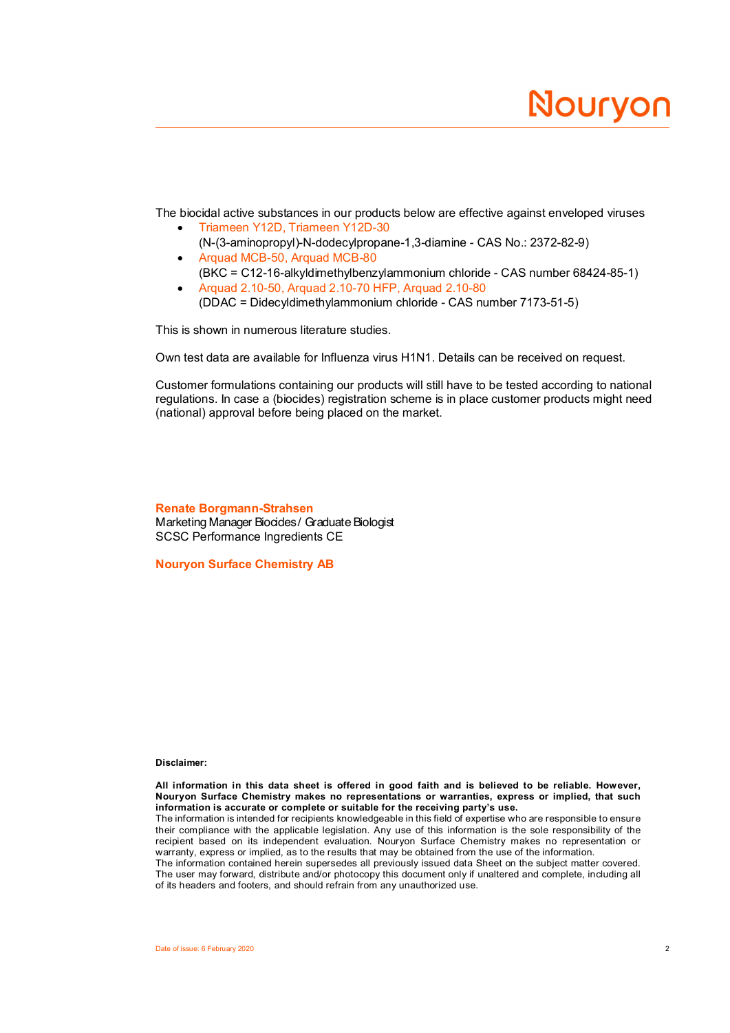The biocidal active substances in our products below are effective against enveloped viruses

- Triameen Y12D, Triameen Y12D-30
  (N-(3-aminopropyl)-N-dodecylpropane-1,3-diamine - CAS No.: 2372-82-9)
- Arquad MCB-50, Arquad MCB-80
  (BKC = C12-16-alkyldimethylbenzylammonium chloride - CAS number 68424-85-1)
- Arquad 2.10-50, Arquad 2.10-70 HFP, Arquad 2.10-80
  (DDAC = Didecyldimethylammonium chloride - CAS number 7173-51-5)

This is shown in numerous literature studies.

Own test data are available for Influenza virus H1N1. Details can be received on request.

Customer formulations containing our products will still have to be tested according to national regulations. In case a (biocides) registration scheme is in place customer products might need (national) approval before being placed on the market.

**Renate Borgmann-Strahsen**
Marketing Manager Biocides / Graduate Biologist
SCSC Performance Ingredients CE

**Nouryon Surface Chemistry AB**

**Disclaimer:**

**All information in this data sheet is offered in good faith and is believed to be reliable. However, Nouryon Surface Chemistry makes no representations or warranties, express or implied, that such information is accurate or complete or suitable for the receiving party's use.**
The information is intended for recipients knowledgeable in this field of expertise who are responsible to ensure their compliance with the applicable legislation. Any use of this information is the sole responsibility of the recipient based on its independent evaluation. Nouryon Surface Chemistry makes no representation or warranty, express or implied, as to the results that may be obtained from the use of the information.
The information contained herein supersedes all previously issued data Sheet on the subject matter covered. The user may forward, distribute and/or photocopy this document only if unaltered and complete, including all of its headers and footers, and should refrain from any unauthorized use.

Date of issue: 6 February 2020